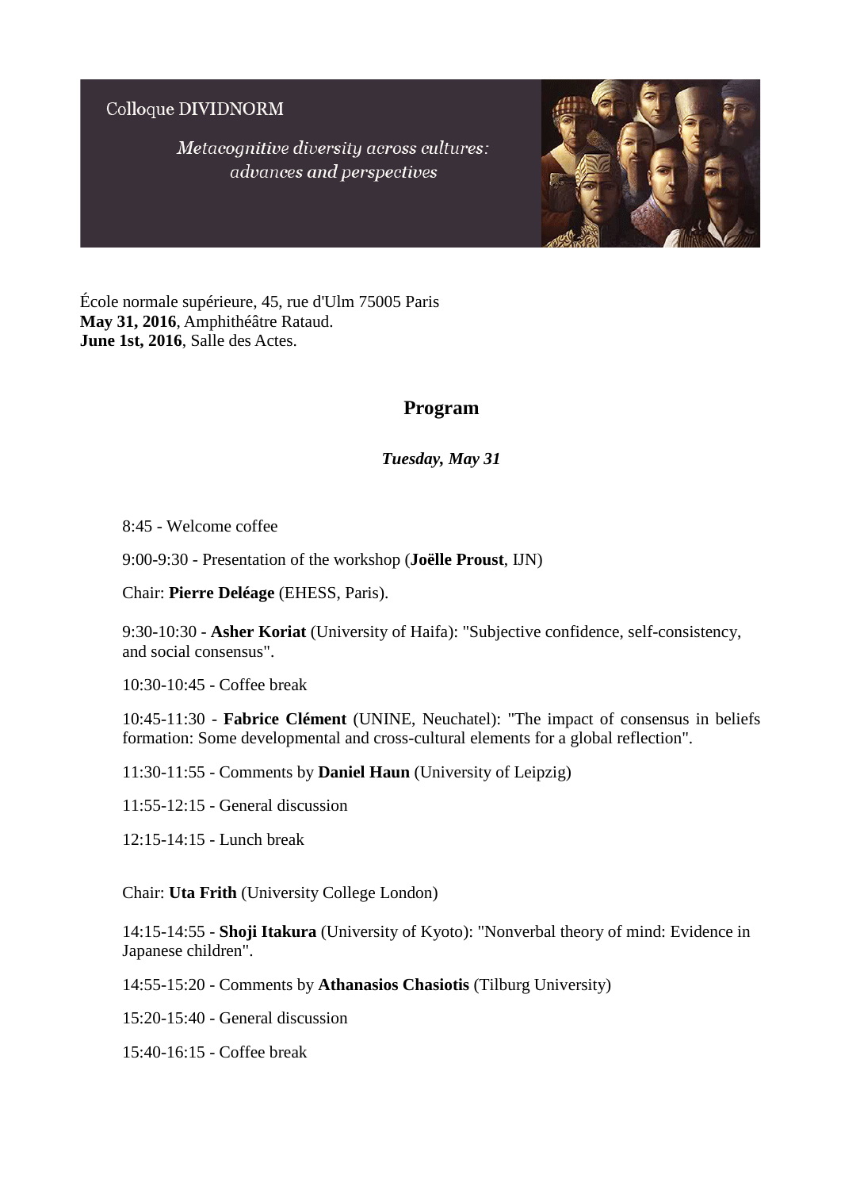Colloque DIVIDNORM

*Metacognitive diversity across cultures: advances and perspectives*

École normale supérieure, 45, rue d'Ulm 75005 Paris
**May 31, 2016**, Amphithéâtre Rataud.
**June 1st, 2016**, Salle des Actes.

## Program

### *Tuesday, May 31*

8:45 - Welcome coffee

9:00-9:30 - Presentation of the workshop (**Joëlle Proust**, IJN)

Chair: **Pierre Deléage** (EHESS, Paris).

9:30-10:30 - **Asher Koriat** (University of Haifa): "Subjective confidence, self-consistency, and social consensus".

10:30-10:45 - Coffee break

10:45-11:30 - **Fabrice Clément** (UNINE, Neuchatel): "The impact of consensus in beliefs formation: Some developmental and cross-cultural elements for a global reflection".

11:30-11:55 - Comments by **Daniel Haun** (University of Leipzig)

11:55-12:15 - General discussion

12:15-14:15 - Lunch break

Chair: **Uta Frith** (University College London)

14:15-14:55 - **Shoji Itakura** (University of Kyoto): "Nonverbal theory of mind: Evidence in Japanese children".

14:55-15:20 - Comments by **Athanasios Chasiotis** (Tilburg University)

15:20-15:40 - General discussion

15:40-16:15 - Coffee break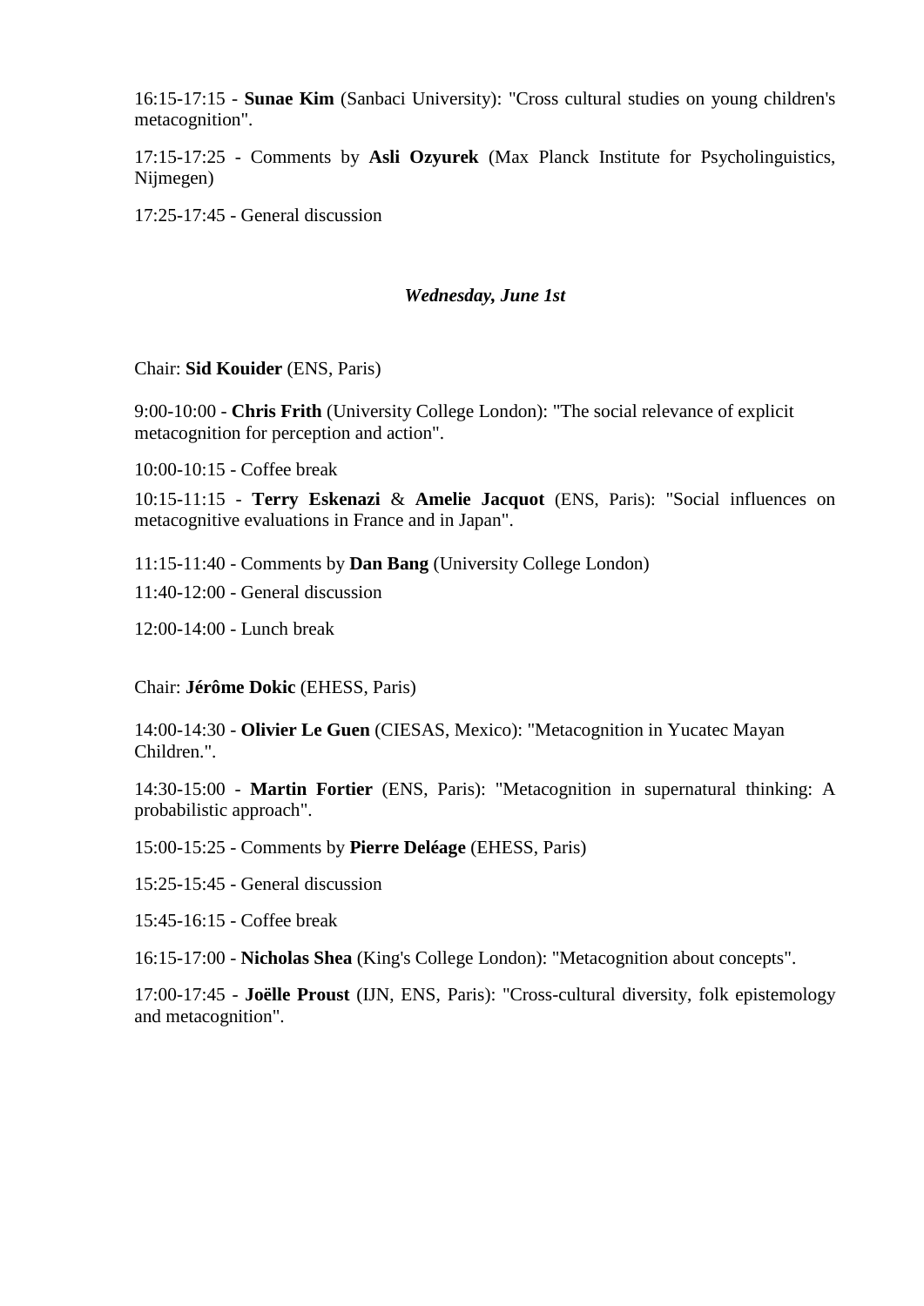16:15-17:15 - **Sunae Kim** (Sanbaci University): "Cross cultural studies on young children's metacognition".

17:15-17:25 - Comments by **Asli Ozyurek** (Max Planck Institute for Psycholinguistics, Nijmegen)

17:25-17:45 - General discussion

### *Wednesday, June 1st*

Chair: **Sid Kouider** (ENS, Paris)

9:00-10:00 - **Chris Frith** (University College London): "The social relevance of explicit metacognition for perception and action".

10:00-10:15 - Coffee break

10:15-11:15 - **Terry Eskenazi** & **Amelie Jacquot** (ENS, Paris): "Social influences on metacognitive evaluations in France and in Japan".

11:15-11:40 - Comments by **Dan Bang** (University College London)

11:40-12:00 - General discussion

12:00-14:00 - Lunch break

Chair: **Jérôme Dokic** (EHESS, Paris)

14:00-14:30 - **Olivier Le Guen** (CIESAS, Mexico): "Metacognition in Yucatec Mayan Children.".

14:30-15:00 - **Martin Fortier** (ENS, Paris): "Metacognition in supernatural thinking: A probabilistic approach".

15:00-15:25 - Comments by **Pierre Deléage** (EHESS, Paris)

15:25-15:45 - General discussion

15:45-16:15 - Coffee break

16:15-17:00 - **Nicholas Shea** (King's College London): "Metacognition about concepts".

17:00-17:45 - **Joëlle Proust** (IJN, ENS, Paris): "Cross-cultural diversity, folk epistemology and metacognition".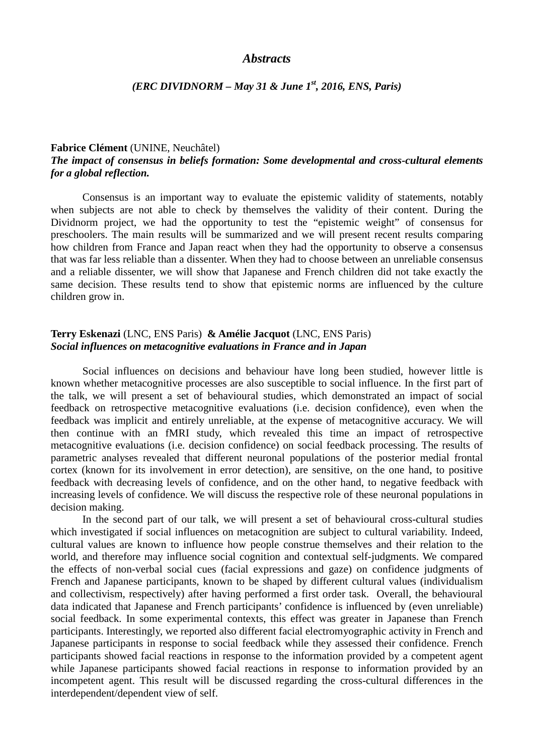# *Abstracts*

### *(ERC DIVIDNORM – May 31 & June 1$^{st}$, 2016, ENS, Paris)*

**Fabrice Clément** (UNINE, Neuchâtel)
***The impact of consensus in beliefs formation: Some developmental and cross-cultural elements for a global reflection.***

Consensus is an important way to evaluate the epistemic validity of statements, notably when subjects are not able to check by themselves the validity of their content. During the Dividnorm project, we had the opportunity to test the "epistemic weight" of consensus for preschoolers. The main results will be summarized and we will present recent results comparing how children from France and Japan react when they had the opportunity to observe a consensus that was far less reliable than a dissenter. When they had to choose between an unreliable consensus and a reliable dissenter, we will show that Japanese and French children did not take exactly the same decision. These results tend to show that epistemic norms are influenced by the culture children grow in.

**Terry Eskenazi** (LNC, ENS Paris) **& Amélie Jacquot** (LNC, ENS Paris)
***Social influences on metacognitive evaluations in France and in Japan***

Social influences on decisions and behaviour have long been studied, however little is known whether metacognitive processes are also susceptible to social influence. In the first part of the talk, we will present a set of behavioural studies, which demonstrated an impact of social feedback on retrospective metacognitive evaluations (i.e. decision confidence), even when the feedback was implicit and entirely unreliable, at the expense of metacognitive accuracy. We will then continue with an fMRI study, which revealed this time an impact of retrospective metacognitive evaluations (i.e. decision confidence) on social feedback processing. The results of parametric analyses revealed that different neuronal populations of the posterior medial frontal cortex (known for its involvement in error detection), are sensitive, on the one hand, to positive feedback with decreasing levels of confidence, and on the other hand, to negative feedback with increasing levels of confidence. We will discuss the respective role of these neuronal populations in decision making.

In the second part of our talk, we will present a set of behavioural cross-cultural studies which investigated if social influences on metacognition are subject to cultural variability. Indeed, cultural values are known to influence how people construe themselves and their relation to the world, and therefore may influence social cognition and contextual self-judgments. We compared the effects of non-verbal social cues (facial expressions and gaze) on confidence judgments of French and Japanese participants, known to be shaped by different cultural values (individualism and collectivism, respectively) after having performed a first order task. Overall, the behavioural data indicated that Japanese and French participants' confidence is influenced by (even unreliable) social feedback. In some experimental contexts, this effect was greater in Japanese than French participants. Interestingly, we reported also different facial electromyographic activity in French and Japanese participants in response to social feedback while they assessed their confidence. French participants showed facial reactions in response to the information provided by a competent agent while Japanese participants showed facial reactions in response to information provided by an incompetent agent. This result will be discussed regarding the cross-cultural differences in the interdependent/dependent view of self.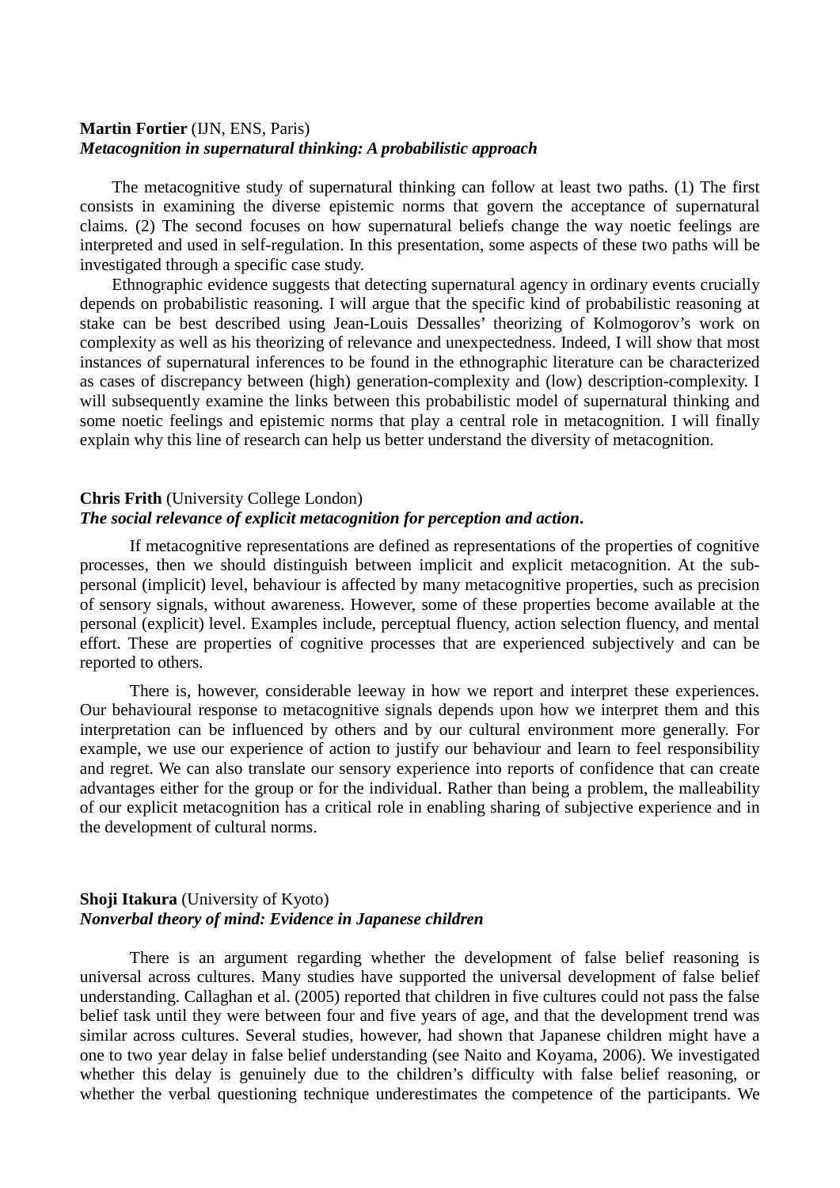**Martin Fortier** (IJN, ENS, Paris)
***Metacognition in supernatural thinking: A probabilistic approach***

The metacognitive study of supernatural thinking can follow at least two paths. (1) The first consists in examining the diverse epistemic norms that govern the acceptance of supernatural claims. (2) The second focuses on how supernatural beliefs change the way noetic feelings are interpreted and used in self-regulation. In this presentation, some aspects of these two paths will be investigated through a specific case study.

Ethnographic evidence suggests that detecting supernatural agency in ordinary events crucially depends on probabilistic reasoning. I will argue that the specific kind of probabilistic reasoning at stake can be best described using Jean-Louis Dessalles' theorizing of Kolmogorov's work on complexity as well as his theorizing of relevance and unexpectedness. Indeed, I will show that most instances of supernatural inferences to be found in the ethnographic literature can be characterized as cases of discrepancy between (high) generation-complexity and (low) description-complexity. I will subsequently examine the links between this probabilistic model of supernatural thinking and some noetic feelings and epistemic norms that play a central role in metacognition. I will finally explain why this line of research can help us better understand the diversity of metacognition.

**Chris Frith** (University College London)
***The social relevance of explicit metacognition for perception and action.***

If metacognitive representations are defined as representations of the properties of cognitive processes, then we should distinguish between implicit and explicit metacognition. At the sub-personal (implicit) level, behaviour is affected by many metacognitive properties, such as precision of sensory signals, without awareness. However, some of these properties become available at the personal (explicit) level. Examples include, perceptual fluency, action selection fluency, and mental effort. These are properties of cognitive processes that are experienced subjectively and can be reported to others.

There is, however, considerable leeway in how we report and interpret these experiences. Our behavioural response to metacognitive signals depends upon how we interpret them and this interpretation can be influenced by others and by our cultural environment more generally. For example, we use our experience of action to justify our behaviour and learn to feel responsibility and regret. We can also translate our sensory experience into reports of confidence that can create advantages either for the group or for the individual. Rather than being a problem, the malleability of our explicit metacognition has a critical role in enabling sharing of subjective experience and in the development of cultural norms.

**Shoji Itakura** (University of Kyoto)
***Nonverbal theory of mind: Evidence in Japanese children***

There is an argument regarding whether the development of false belief reasoning is universal across cultures. Many studies have supported the universal development of false belief understanding. Callaghan et al. (2005) reported that children in five cultures could not pass the false belief task until they were between four and five years of age, and that the development trend was similar across cultures. Several studies, however, had shown that Japanese children might have a one to two year delay in false belief understanding (see Naito and Koyama, 2006). We investigated whether this delay is genuinely due to the children's difficulty with false belief reasoning, or whether the verbal questioning technique underestimates the competence of the participants. We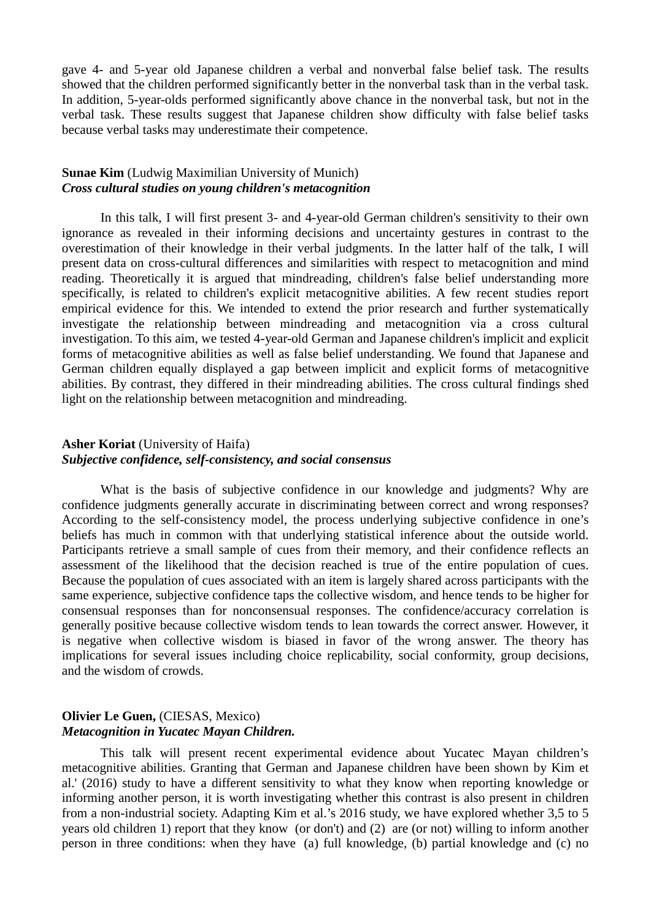gave 4- and 5-year old Japanese children a verbal and nonverbal false belief task. The results showed that the children performed significantly better in the nonverbal task than in the verbal task. In addition, 5-year-olds performed significantly above chance in the nonverbal task, but not in the verbal task. These results suggest that Japanese children show difficulty with false belief tasks because verbal tasks may underestimate their competence.

**Sunae Kim** (Ludwig Maximilian University of Munich)
***Cross cultural studies on young children's metacognition***

In this talk, I will first present 3- and 4-year-old German children's sensitivity to their own ignorance as revealed in their informing decisions and uncertainty gestures in contrast to the overestimation of their knowledge in their verbal judgments. In the latter half of the talk, I will present data on cross-cultural differences and similarities with respect to metacognition and mind reading. Theoretically it is argued that mindreading, children's false belief understanding more specifically, is related to children's explicit metacognitive abilities. A few recent studies report empirical evidence for this. We intended to extend the prior research and further systematically investigate the relationship between mindreading and metacognition via a cross cultural investigation. To this aim, we tested 4-year-old German and Japanese children's implicit and explicit forms of metacognitive abilities as well as false belief understanding. We found that Japanese and German children equally displayed a gap between implicit and explicit forms of metacognitive abilities. By contrast, they differed in their mindreading abilities. The cross cultural findings shed light on the relationship between metacognition and mindreading.

**Asher Koriat** (University of Haifa)
***Subjective confidence, self-consistency, and social consensus***

What is the basis of subjective confidence in our knowledge and judgments? Why are confidence judgments generally accurate in discriminating between correct and wrong responses? According to the self-consistency model, the process underlying subjective confidence in one’s beliefs has much in common with that underlying statistical inference about the outside world. Participants retrieve a small sample of cues from their memory, and their confidence reflects an assessment of the likelihood that the decision reached is true of the entire population of cues. Because the population of cues associated with an item is largely shared across participants with the same experience, subjective confidence taps the collective wisdom, and hence tends to be higher for consensual responses than for nonconsensual responses. The confidence/accuracy correlation is generally positive because collective wisdom tends to lean towards the correct answer. However, it is negative when collective wisdom is biased in favor of the wrong answer. The theory has implications for several issues including choice replicability, social conformity, group decisions, and the wisdom of crowds.

**Olivier Le Guen,** (CIESAS, Mexico)
***Metacognition in Yucatec Mayan Children.***

This talk will present recent experimental evidence about Yucatec Mayan children’s metacognitive abilities. Granting that German and Japanese children have been shown by Kim et al.' (2016) study to have a different sensitivity to what they know when reporting knowledge or informing another person, it is worth investigating whether this contrast is also present in children from a non-industrial society. Adapting Kim et al.’s 2016 study, we have explored whether 3,5 to 5 years old children 1) report that they know (or don't) and (2) are (or not) willing to inform another person in three conditions: when they have (a) full knowledge, (b) partial knowledge and (c) no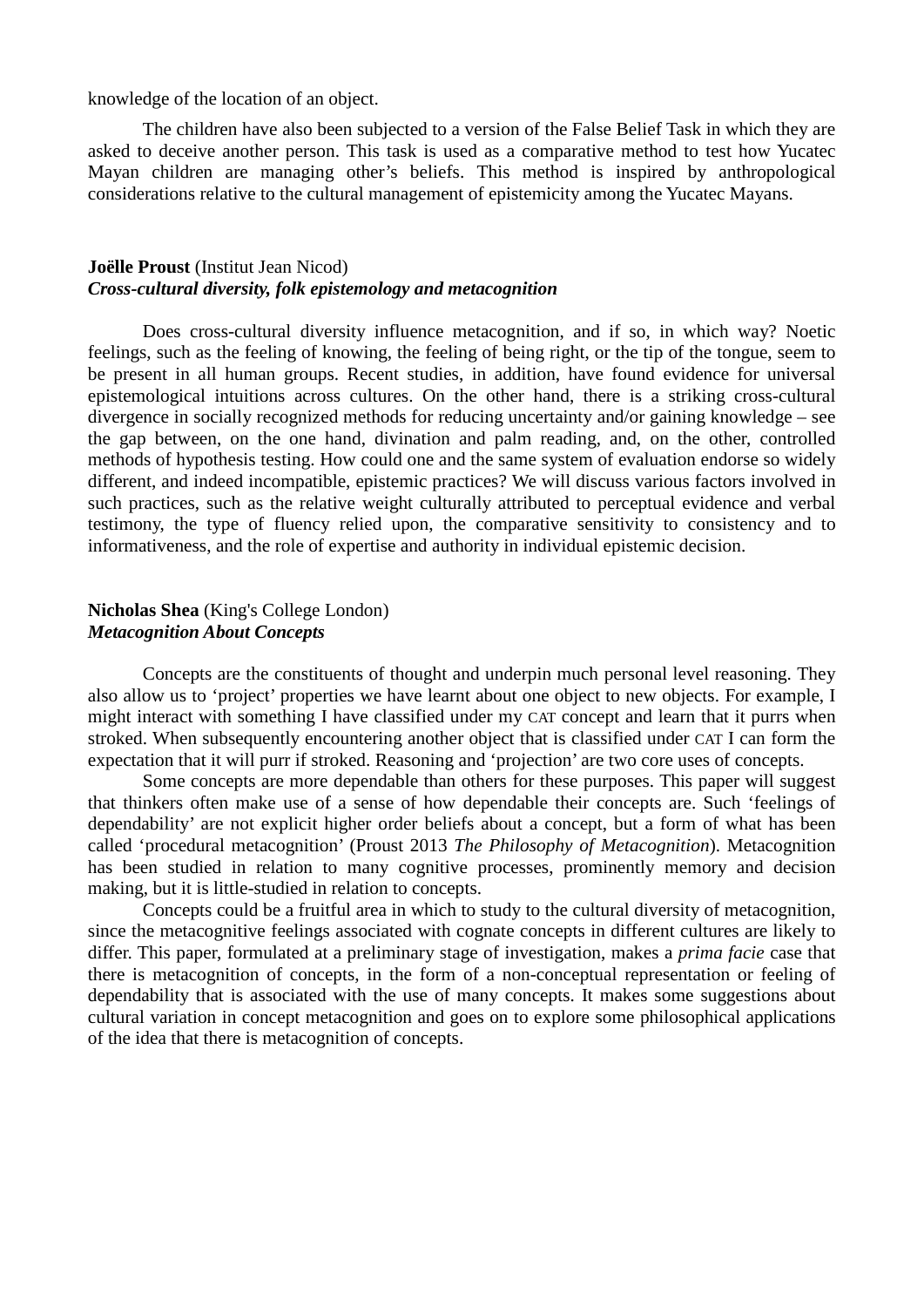knowledge of the location of an object.

The children have also been subjected to a version of the False Belief Task in which they are asked to deceive another person. This task is used as a comparative method to test how Yucatec Mayan children are managing other's beliefs. This method is inspired by anthropological considerations relative to the cultural management of epistemicity among the Yucatec Mayans.

**Joëlle Proust** (Institut Jean Nicod)
***Cross-cultural diversity, folk epistemology and metacognition***

Does cross-cultural diversity influence metacognition, and if so, in which way? Noetic feelings, such as the feeling of knowing, the feeling of being right, or the tip of the tongue, seem to be present in all human groups. Recent studies, in addition, have found evidence for universal epistemological intuitions across cultures. On the other hand, there is a striking cross-cultural divergence in socially recognized methods for reducing uncertainty and/or gaining knowledge – see the gap between, on the one hand, divination and palm reading, and, on the other, controlled methods of hypothesis testing. How could one and the same system of evaluation endorse so widely different, and indeed incompatible, epistemic practices? We will discuss various factors involved in such practices, such as the relative weight culturally attributed to perceptual evidence and verbal testimony, the type of fluency relied upon, the comparative sensitivity to consistency and to informativeness, and the role of expertise and authority in individual epistemic decision.

**Nicholas Shea** (King's College London)
***Metacognition About Concepts***

Concepts are the constituents of thought and underpin much personal level reasoning. They also allow us to 'project' properties we have learnt about one object to new objects. For example, I might interact with something I have classified under my CAT concept and learn that it purrs when stroked. When subsequently encountering another object that is classified under CAT I can form the expectation that it will purr if stroked. Reasoning and 'projection' are two core uses of concepts.

Some concepts are more dependable than others for these purposes. This paper will suggest that thinkers often make use of a sense of how dependable their concepts are. Such 'feelings of dependability' are not explicit higher order beliefs about a concept, but a form of what has been called 'procedural metacognition' (Proust 2013 *The Philosophy of Metacognition*). Metacognition has been studied in relation to many cognitive processes, prominently memory and decision making, but it is little-studied in relation to concepts.

Concepts could be a fruitful area in which to study to the cultural diversity of metacognition, since the metacognitive feelings associated with cognate concepts in different cultures are likely to differ. This paper, formulated at a preliminary stage of investigation, makes a *prima facie* case that there is metacognition of concepts, in the form of a non-conceptual representation or feeling of dependability that is associated with the use of many concepts. It makes some suggestions about cultural variation in concept metacognition and goes on to explore some philosophical applications of the idea that there is metacognition of concepts.